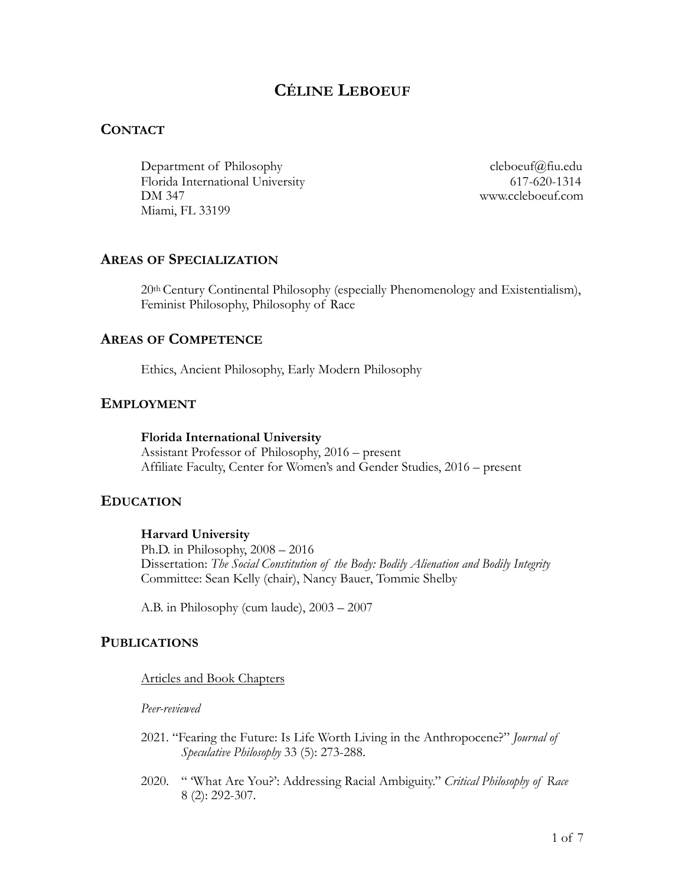# CÉLINE LEBOEUF

## CONTACT

Department of Philosophy
Florida International University
DM 347
Miami, FL 33199

cleboeuf@fiu.edu
617-620-1314
www.ccleboeuf.com

## AREAS OF SPECIALIZATION

20th Century Continental Philosophy (especially Phenomenology and Existentialism), Feminist Philosophy, Philosophy of Race

## AREAS OF COMPETENCE

Ethics, Ancient Philosophy, Early Modern Philosophy

## EMPLOYMENT

**Florida International University**
Assistant Professor of Philosophy, 2016 – present
Affiliate Faculty, Center for Women's and Gender Studies, 2016 – present

## EDUCATION

**Harvard University**
Ph.D. in Philosophy, 2008 – 2016
Dissertation: *The Social Constitution of the Body: Bodily Alienation and Bodily Integrity*
Committee: Sean Kelly (chair), Nancy Bauer, Tommie Shelby

A.B. in Philosophy (cum laude), 2003 – 2007

## PUBLICATIONS

Articles and Book Chapters

*Peer-reviewed*

2021. "Fearing the Future: Is Life Worth Living in the Anthropocene?" *Journal of Speculative Philosophy* 33 (5): 273-288.

2020. " 'What Are You?': Addressing Racial Ambiguity." *Critical Philosophy of Race* 8 (2): 292-307.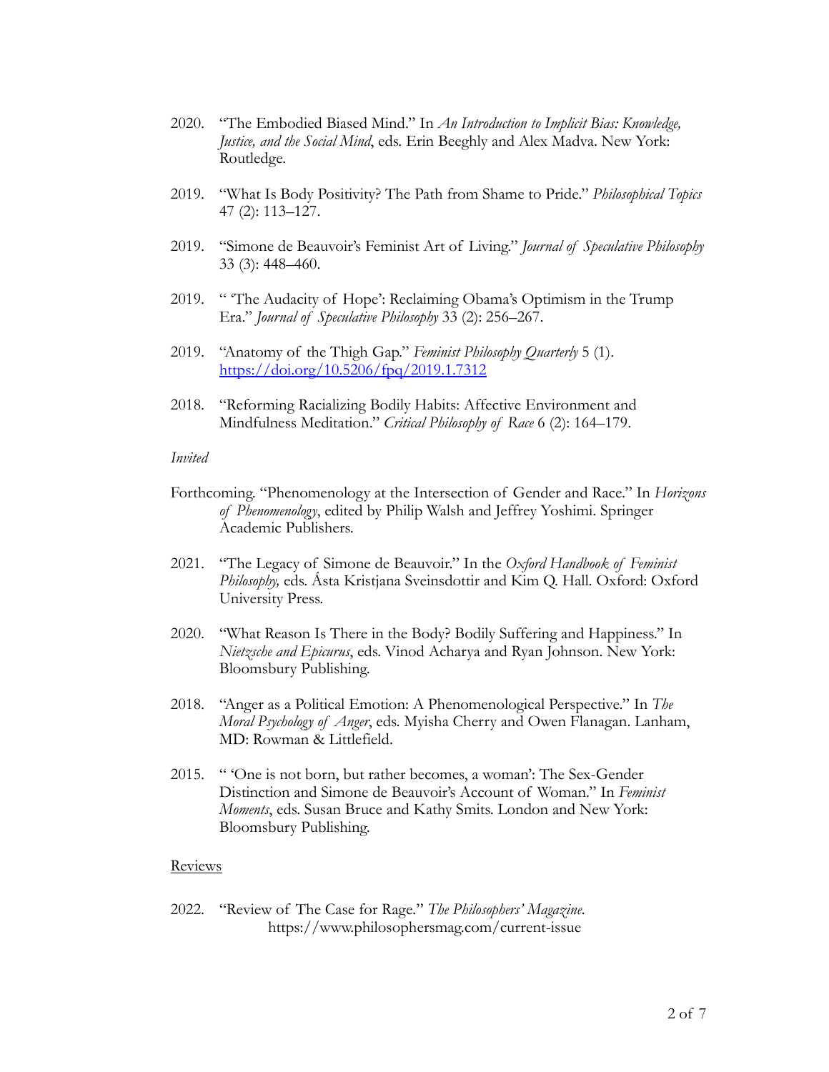2020. "The Embodied Biased Mind." In *An Introduction to Implicit Bias: Knowledge, Justice, and the Social Mind*, eds. Erin Beeghly and Alex Madva. New York: Routledge.

2019. "What Is Body Positivity? The Path from Shame to Pride." *Philosophical Topics* 47 (2): 113–127.

2019. "Simone de Beauvoir's Feminist Art of Living." *Journal of Speculative Philosophy* 33 (3): 448–460.

2019. " 'The Audacity of Hope': Reclaiming Obama's Optimism in the Trump Era." *Journal of Speculative Philosophy* 33 (2): 256–267.

2019. "Anatomy of the Thigh Gap." *Feminist Philosophy Quarterly* 5 (1). https://doi.org/10.5206/fpq/2019.1.7312

2018. "Reforming Racializing Bodily Habits: Affective Environment and Mindfulness Meditation." *Critical Philosophy of Race* 6 (2): 164–179.

*Invited*

Forthcoming. "Phenomenology at the Intersection of Gender and Race." In *Horizons of Phenomenology*, edited by Philip Walsh and Jeffrey Yoshimi. Springer Academic Publishers.

2021. "The Legacy of Simone de Beauvoir." In the *Oxford Handbook of Feminist Philosophy,* eds. Ásta Kristjana Sveinsdottir and Kim Q. Hall. Oxford: Oxford University Press.

2020. "What Reason Is There in the Body? Bodily Suffering and Happiness." In *Nietzsche and Epicurus*, eds. Vinod Acharya and Ryan Johnson. New York: Bloomsbury Publishing.

2018. "Anger as a Political Emotion: A Phenomenological Perspective." In *The Moral Psychology of Anger*, eds. Myisha Cherry and Owen Flanagan. Lanham, MD: Rowman & Littlefield.

2015. " 'One is not born, but rather becomes, a woman': The Sex-Gender Distinction and Simone de Beauvoir's Account of Woman." In *Feminist Moments*, eds. Susan Bruce and Kathy Smits. London and New York: Bloomsbury Publishing.

Reviews

2022. "Review of The Case for Rage." *The Philosophers' Magazine.* https://www.philosophersmag.com/current-issue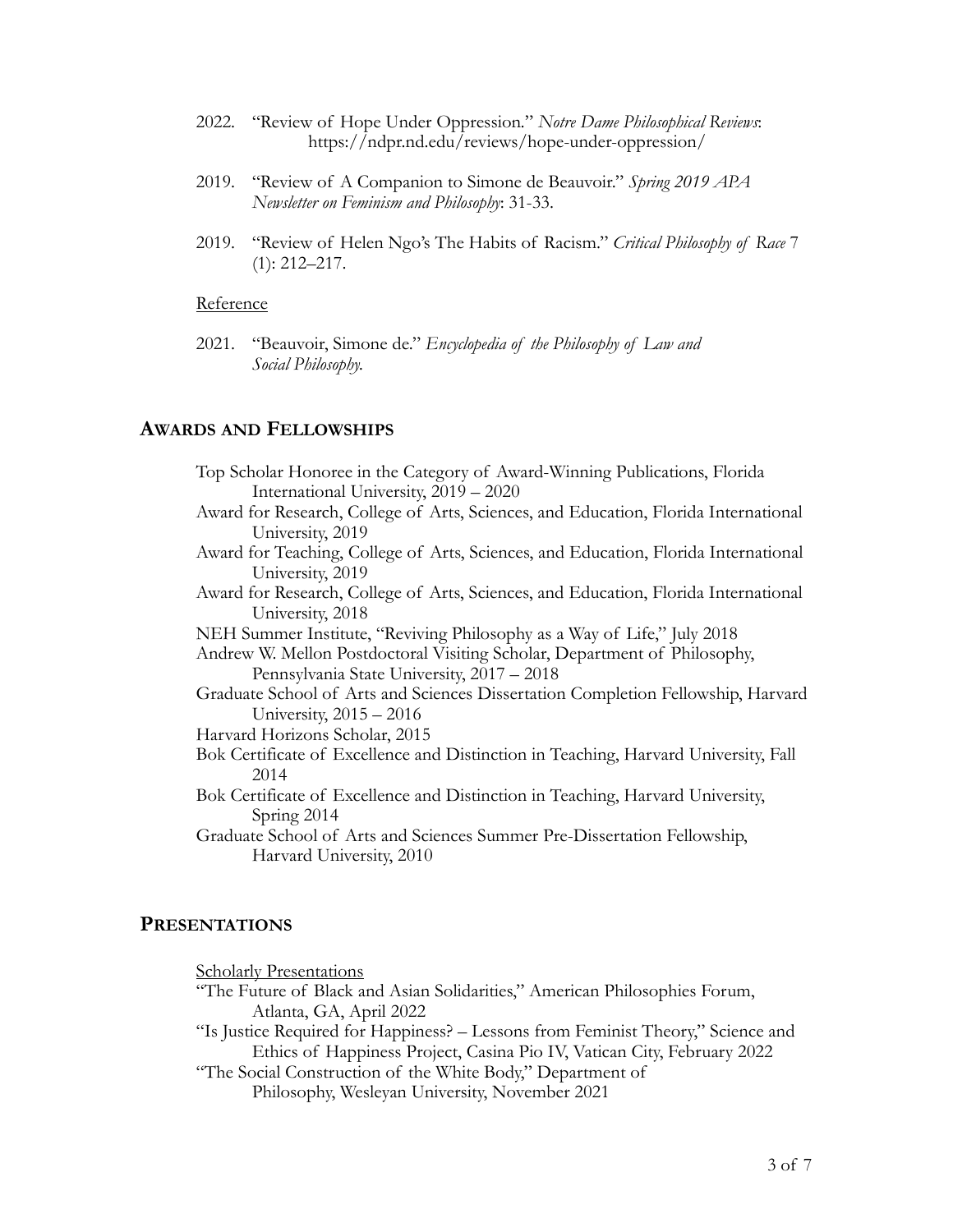2022. "Review of Hope Under Oppression." *Notre Dame Philosophical Reviews*: https://ndpr.nd.edu/reviews/hope-under-oppression/

2019. "Review of A Companion to Simone de Beauvoir." *Spring 2019 APA Newsletter on Feminism and Philosophy*: 31-33.

2019. "Review of Helen Ngo's The Habits of Racism." *Critical Philosophy of Race* 7 (1): 212–217.

Reference

2021. "Beauvoir, Simone de." *Encyclopedia of the Philosophy of Law and Social Philosophy.*

## AWARDS AND FELLOWSHIPS

Top Scholar Honoree in the Category of Award-Winning Publications, Florida International University, 2019 – 2020

Award for Research, College of Arts, Sciences, and Education, Florida International University, 2019

Award for Teaching, College of Arts, Sciences, and Education, Florida International University, 2019

Award for Research, College of Arts, Sciences, and Education, Florida International University, 2018

NEH Summer Institute, "Reviving Philosophy as a Way of Life," July 2018

Andrew W. Mellon Postdoctoral Visiting Scholar, Department of Philosophy, Pennsylvania State University, 2017 – 2018

Graduate School of Arts and Sciences Dissertation Completion Fellowship, Harvard University, 2015 – 2016

Harvard Horizons Scholar, 2015

Bok Certificate of Excellence and Distinction in Teaching, Harvard University, Fall 2014

Bok Certificate of Excellence and Distinction in Teaching, Harvard University, Spring 2014

Graduate School of Arts and Sciences Summer Pre-Dissertation Fellowship, Harvard University, 2010

## PRESENTATIONS

Scholarly Presentations

"The Future of Black and Asian Solidarities," American Philosophies Forum, Atlanta, GA, April 2022

"Is Justice Required for Happiness? – Lessons from Feminist Theory," Science and Ethics of Happiness Project, Casina Pio IV, Vatican City, February 2022

"The Social Construction of the White Body," Department of Philosophy, Wesleyan University, November 2021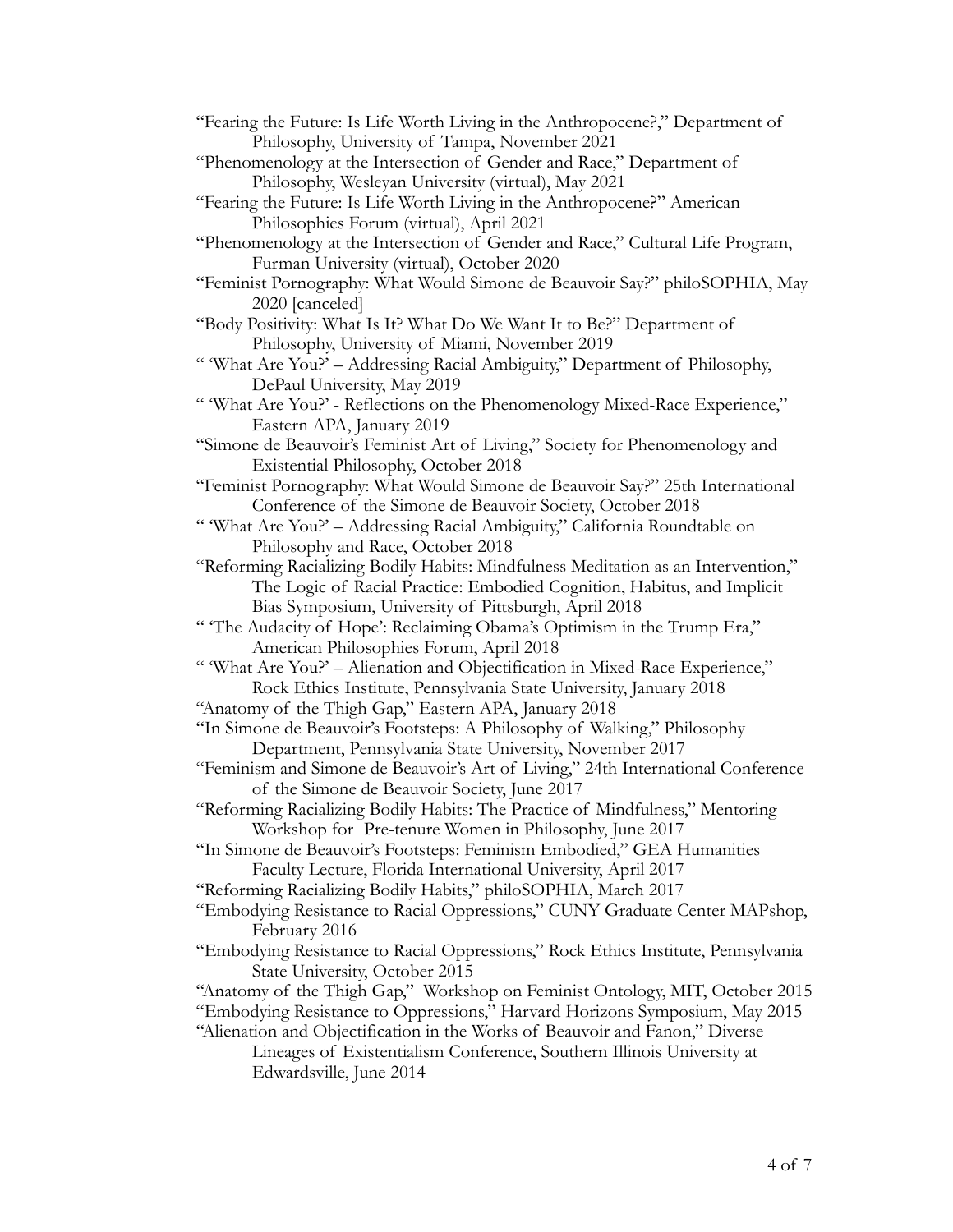"Fearing the Future: Is Life Worth Living in the Anthropocene?," Department of Philosophy, University of Tampa, November 2021

"Phenomenology at the Intersection of Gender and Race," Department of Philosophy, Wesleyan University (virtual), May 2021

"Fearing the Future: Is Life Worth Living in the Anthropocene?" American Philosophies Forum (virtual), April 2021

"Phenomenology at the Intersection of Gender and Race," Cultural Life Program, Furman University (virtual), October 2020

"Feminist Pornography: What Would Simone de Beauvoir Say?" philoSOPHIA, May 2020 [canceled]

"Body Positivity: What Is It? What Do We Want It to Be?" Department of Philosophy, University of Miami, November 2019

" 'What Are You?' – Addressing Racial Ambiguity," Department of Philosophy, DePaul University, May 2019

" 'What Are You?' - Reflections on the Phenomenology Mixed-Race Experience," Eastern APA, January 2019

"Simone de Beauvoir's Feminist Art of Living," Society for Phenomenology and Existential Philosophy, October 2018

"Feminist Pornography: What Would Simone de Beauvoir Say?" 25th International Conference of the Simone de Beauvoir Society, October 2018

" 'What Are You?' – Addressing Racial Ambiguity," California Roundtable on Philosophy and Race, October 2018

"Reforming Racializing Bodily Habits: Mindfulness Meditation as an Intervention," The Logic of Racial Practice: Embodied Cognition, Habitus, and Implicit Bias Symposium, University of Pittsburgh, April 2018

" 'The Audacity of Hope': Reclaiming Obama's Optimism in the Trump Era," American Philosophies Forum, April 2018

" 'What Are You?' – Alienation and Objectification in Mixed-Race Experience," Rock Ethics Institute, Pennsylvania State University, January 2018

"Anatomy of the Thigh Gap," Eastern APA, January 2018

"In Simone de Beauvoir's Footsteps: A Philosophy of Walking," Philosophy Department, Pennsylvania State University, November 2017

"Feminism and Simone de Beauvoir's Art of Living," 24th International Conference of the Simone de Beauvoir Society, June 2017

"Reforming Racializing Bodily Habits: The Practice of Mindfulness," Mentoring Workshop for Pre-tenure Women in Philosophy, June 2017

"In Simone de Beauvoir's Footsteps: Feminism Embodied," GEA Humanities Faculty Lecture, Florida International University, April 2017

"Reforming Racializing Bodily Habits," philoSOPHIA, March 2017

"Embodying Resistance to Racial Oppressions," CUNY Graduate Center MAPshop, February 2016

"Embodying Resistance to Racial Oppressions," Rock Ethics Institute, Pennsylvania State University, October 2015

"Anatomy of the Thigh Gap," Workshop on Feminist Ontology, MIT, October 2015

"Embodying Resistance to Oppressions," Harvard Horizons Symposium, May 2015

"Alienation and Objectification in the Works of Beauvoir and Fanon," Diverse Lineages of Existentialism Conference, Southern Illinois University at Edwardsville, June 2014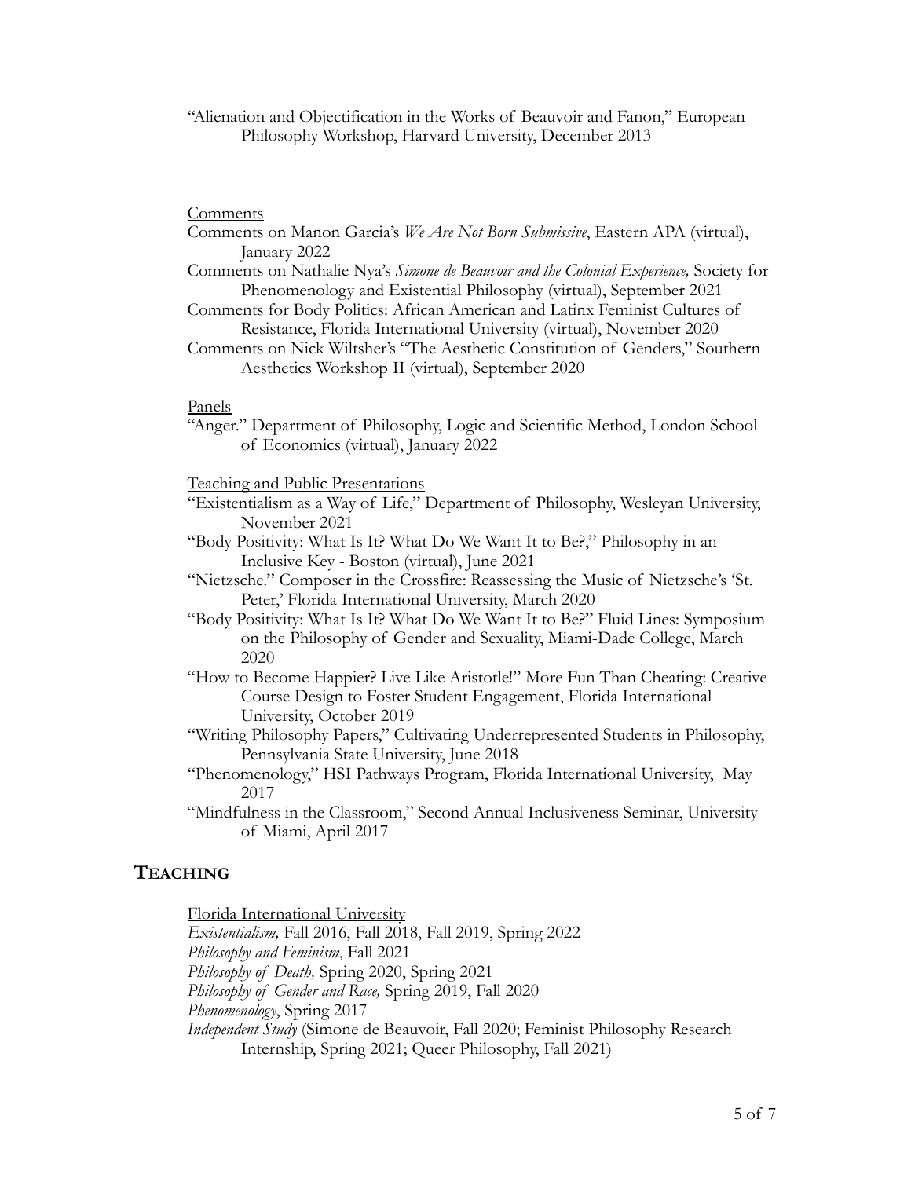"Alienation and Objectification in the Works of Beauvoir and Fanon," European Philosophy Workshop, Harvard University, December 2013

Comments

Comments on Manon Garcia's *We Are Not Born Submissive*, Eastern APA (virtual), January 2022

Comments on Nathalie Nya's *Simone de Beauvoir and the Colonial Experience,* Society for Phenomenology and Existential Philosophy (virtual), September 2021

Comments for Body Politics: African American and Latinx Feminist Cultures of Resistance, Florida International University (virtual), November 2020

Comments on Nick Wiltsher's "The Aesthetic Constitution of Genders," Southern Aesthetics Workshop II (virtual), September 2020

Panels

"Anger." Department of Philosophy, Logic and Scientific Method, London School of Economics (virtual), January 2022

Teaching and Public Presentations

"Existentialism as a Way of Life," Department of Philosophy, Wesleyan University, November 2021

"Body Positivity: What Is It? What Do We Want It to Be?," Philosophy in an Inclusive Key - Boston (virtual), June 2021

"Nietzsche." Composer in the Crossfire: Reassessing the Music of Nietzsche's 'St. Peter,' Florida International University, March 2020

"Body Positivity: What Is It? What Do We Want It to Be?" Fluid Lines: Symposium on the Philosophy of Gender and Sexuality, Miami-Dade College, March 2020

"How to Become Happier? Live Like Aristotle!" More Fun Than Cheating: Creative Course Design to Foster Student Engagement, Florida International University, October 2019

"Writing Philosophy Papers," Cultivating Underrepresented Students in Philosophy, Pennsylvania State University, June 2018

"Phenomenology," HSI Pathways Program, Florida International University, May 2017

"Mindfulness in the Classroom," Second Annual Inclusiveness Seminar, University of Miami, April 2017

## TEACHING

Florida International University

*Existentialism,* Fall 2016, Fall 2018, Fall 2019, Spring 2022

*Philosophy and Feminism*, Fall 2021

*Philosophy of Death,* Spring 2020, Spring 2021

*Philosophy of Gender and Race,* Spring 2019, Fall 2020

*Phenomenology*, Spring 2017

*Independent Study* (Simone de Beauvoir, Fall 2020; Feminist Philosophy Research Internship, Spring 2021; Queer Philosophy, Fall 2021)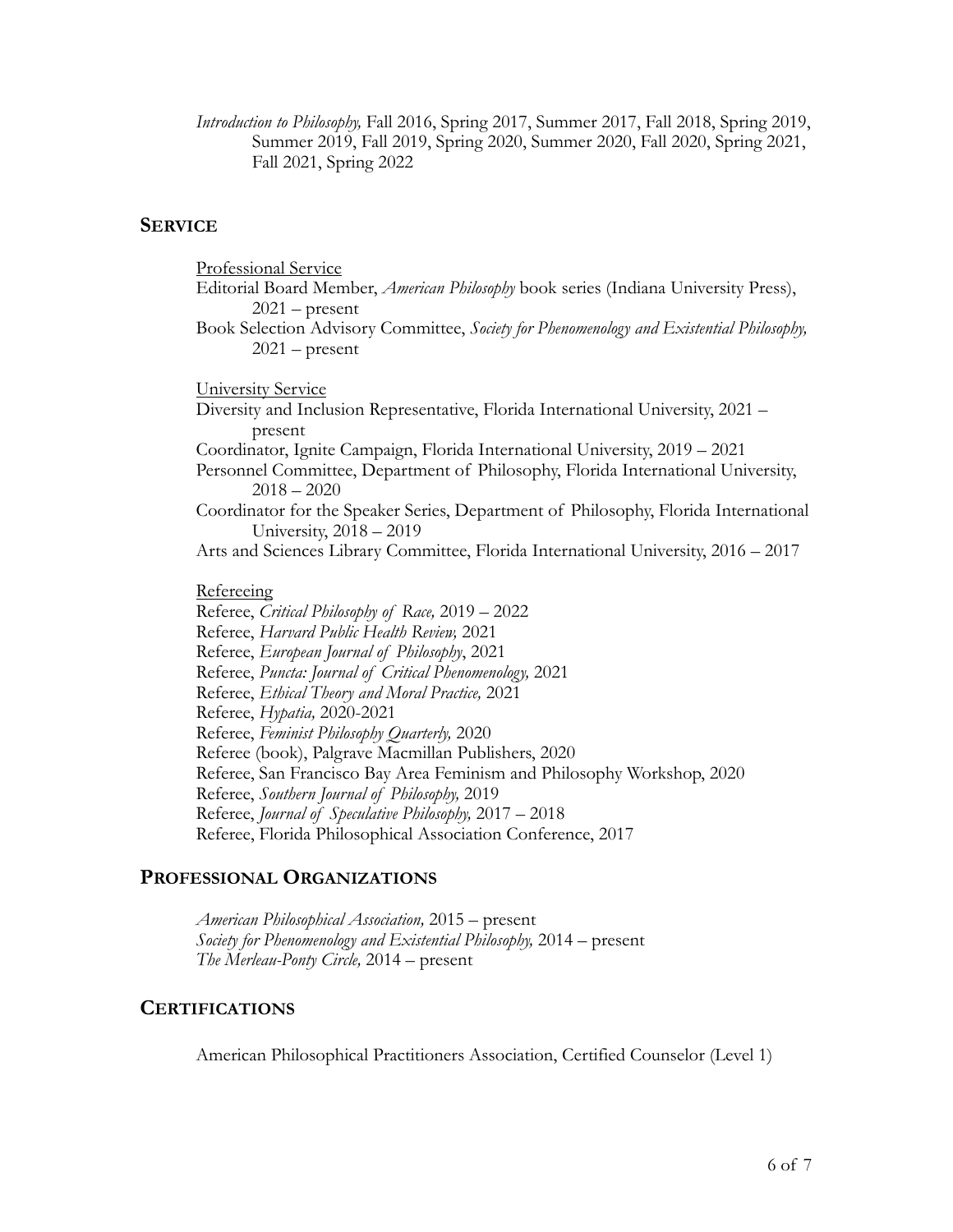*Introduction to Philosophy,* Fall 2016, Spring 2017, Summer 2017, Fall 2018, Spring 2019, Summer 2019, Fall 2019, Spring 2020, Summer 2020, Fall 2020, Spring 2021, Fall 2021, Spring 2022

## SERVICE

Professional Service

Editorial Board Member, *American Philosophy* book series (Indiana University Press), 2021 – present

Book Selection Advisory Committee, *Society for Phenomenology and Existential Philosophy,* 2021 – present

University Service

Diversity and Inclusion Representative, Florida International University, 2021 – present

Coordinator, Ignite Campaign, Florida International University, 2019 – 2021

Personnel Committee, Department of Philosophy, Florida International University, 2018 – 2020

Coordinator for the Speaker Series, Department of Philosophy, Florida International University, 2018 – 2019

Arts and Sciences Library Committee, Florida International University, 2016 – 2017

Refereeing

Referee, *Critical Philosophy of Race,* 2019 – 2022

Referee, *Harvard Public Health Review,* 2021

Referee, *European Journal of Philosophy*, 2021

Referee, *Puncta: Journal of Critical Phenomenology,* 2021

Referee, *Ethical Theory and Moral Practice,* 2021

Referee, *Hypatia,* 2020-2021

Referee, *Feminist Philosophy Quarterly,* 2020

Referee (book), Palgrave Macmillan Publishers, 2020

Referee, San Francisco Bay Area Feminism and Philosophy Workshop, 2020

Referee, *Southern Journal of Philosophy,* 2019

Referee, *Journal of Speculative Philosophy,* 2017 – 2018

Referee, Florida Philosophical Association Conference, 2017

## PROFESSIONAL ORGANIZATIONS

*American Philosophical Association,* 2015 – present

*Society for Phenomenology and Existential Philosophy,* 2014 – present

*The Merleau-Ponty Circle,* 2014 – present

## CERTIFICATIONS

American Philosophical Practitioners Association, Certified Counselor (Level 1)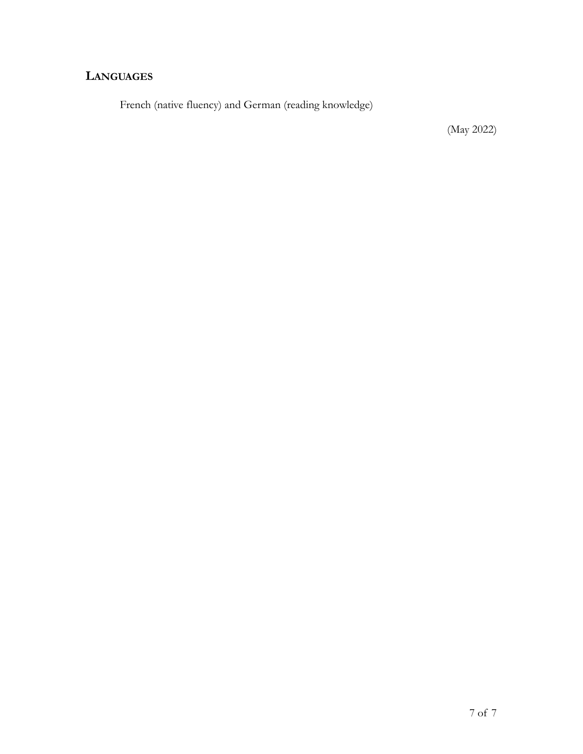## LANGUAGES

French (native fluency) and German (reading knowledge)

(May 2022)